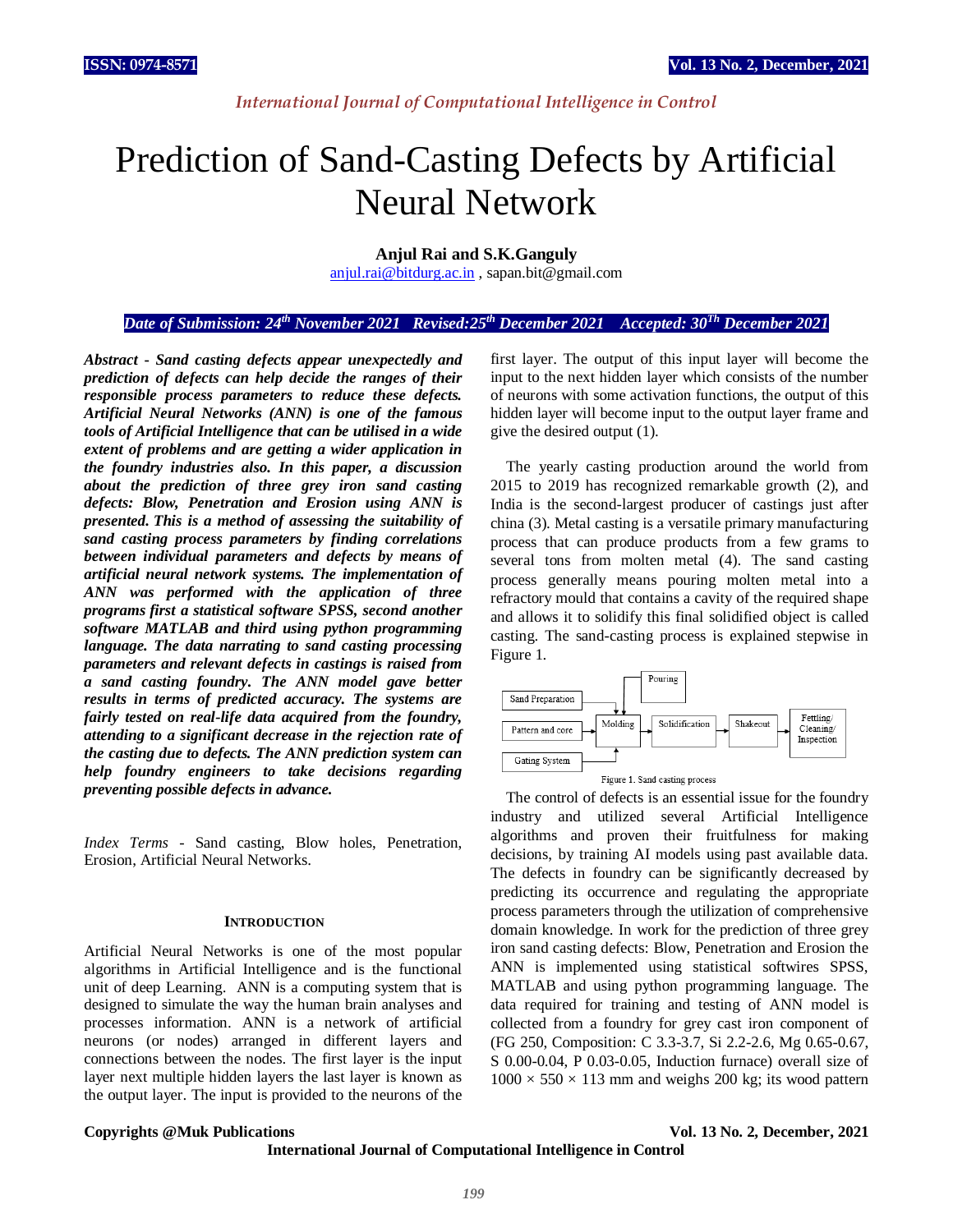# Prediction of Sand-Casting Defects by Artificial Neural Network

**Anjul Rai and S.K.Ganguly**

anjul.rai@bitdurg.ac.in , sapan.bit@gmail.com

*Date of Submission: 24th November 2021 Revised:25th December 2021 Accepted: 30Th December 2021*

***Abstract - Sand casting defects appear unexpectedly and prediction of defects can help decide the ranges of their responsible process parameters to reduce these defects. Artificial Neural Networks (ANN) is one of the famous tools of Artificial Intelligence that can be utilised in a wide extent of problems and are getting a wider application in the foundry industries also. In this paper, a discussion about the prediction of three grey iron sand casting defects: Blow, Penetration and Erosion using ANN is presented. This is a method of assessing the suitability of sand casting process parameters by finding correlations between individual parameters and defects by means of artificial neural network systems. The implementation of ANN was performed with the application of three programs first a statistical software SPSS, second another software MATLAB and third using python programming language. The data narrating to sand casting processing parameters and relevant defects in castings is raised from a sand casting foundry. The ANN model gave better results in terms of predicted accuracy. The systems are fairly tested on real-life data acquired from the foundry, attending to a significant decrease in the rejection rate of the casting due to defects. The ANN prediction system can help foundry engineers to take decisions regarding preventing possible defects in advance.***

*Index Terms* - Sand casting, Blow holes, Penetration, Erosion, Artificial Neural Networks.

## INTRODUCTION

Artificial Neural Networks is one of the most popular algorithms in Artificial Intelligence and is the functional unit of deep Learning. ANN is a computing system that is designed to simulate the way the human brain analyses and processes information. ANN is a network of artificial neurons (or nodes) arranged in different layers and connections between the nodes. The first layer is the input layer next multiple hidden layers the last layer is known as the output layer. The input is provided to the neurons of the first layer. The output of this input layer will become the input to the next hidden layer which consists of the number of neurons with some activation functions, the output of this hidden layer will become input to the output layer frame and give the desired output (1).

The yearly casting production around the world from 2015 to 2019 has recognized remarkable growth (2), and India is the second-largest producer of castings just after china (3). Metal casting is a versatile primary manufacturing process that can produce products from a few grams to several tons from molten metal (4). The sand casting process generally means pouring molten metal into a refractory mould that contains a cavity of the required shape and allows it to solidify this final solidified object is called casting. The sand-casting process is explained stepwise in Figure 1.

Sand Preparation → Molding; Pattern and core → Molding; Gating System → Molding; Pouring → Molding; Molding → Solidification → Shakeout → Fettling/ Cleaning/ Inspection

Figure 1. Sand casting process

The control of defects is an essential issue for the foundry industry and utilized several Artificial Intelligence algorithms and proven their fruitfulness for making decisions, by training AI models using past available data. The defects in foundry can be significantly decreased by predicting its occurrence and regulating the appropriate process parameters through the utilization of comprehensive domain knowledge. In work for the prediction of three grey iron sand casting defects: Blow, Penetration and Erosion the ANN is implemented using statistical softwires SPSS, MATLAB and using python programming language. The data required for training and testing of ANN model is collected from a foundry for grey cast iron component of (FG 250, Composition: C 3.3-3.7, Si 2.2-2.6, Mg 0.65-0.67, S 0.00-0.04, P 0.03-0.05, Induction furnace) overall size of 1000 × 550 × 113 mm and weighs 200 kg; its wood pattern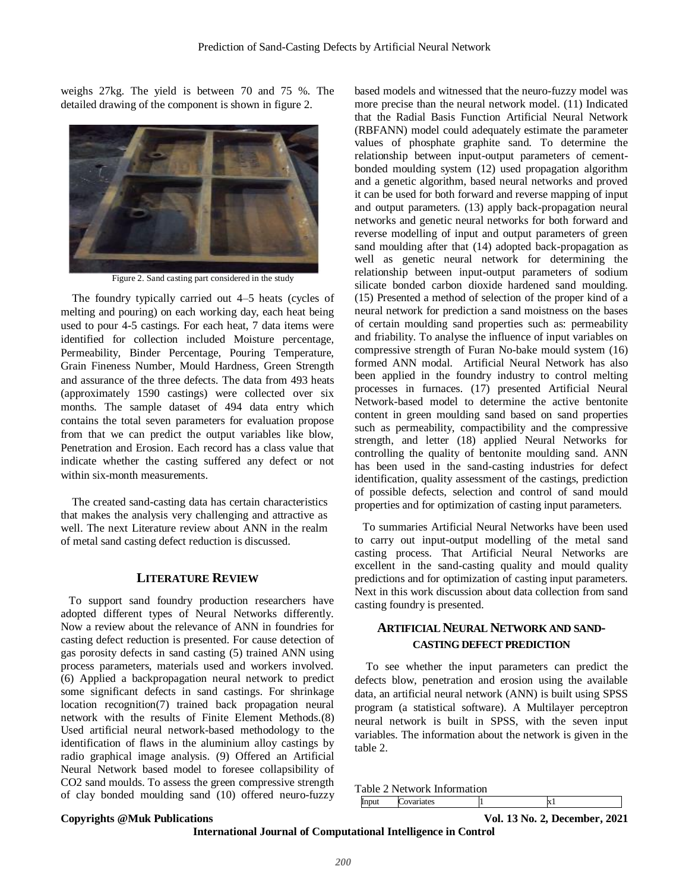weighs 27kg. The yield is between 70 and 75 %. The detailed drawing of the component is shown in figure 2.

Figure 2. Sand casting part considered in the study

The foundry typically carried out 4–5 heats (cycles of melting and pouring) on each working day, each heat being used to pour 4-5 castings. For each heat, 7 data items were identified for collection included Moisture percentage, Permeability, Binder Percentage, Pouring Temperature, Grain Fineness Number, Mould Hardness, Green Strength and assurance of the three defects. The data from 493 heats (approximately 1590 castings) were collected over six months. The sample dataset of 494 data entry which contains the total seven parameters for evaluation propose from that we can predict the output variables like blow, Penetration and Erosion. Each record has a class value that indicate whether the casting suffered any defect or not within six-month measurements.

The created sand-casting data has certain characteristics that makes the analysis very challenging and attractive as well. The next Literature review about ANN in the realm of metal sand casting defect reduction is discussed.

## LITERATURE REVIEW

To support sand foundry production researchers have adopted different types of Neural Networks differently. Now a review about the relevance of ANN in foundries for casting defect reduction is presented. For cause detection of gas porosity defects in sand casting (5) trained ANN using process parameters, materials used and workers involved. (6) Applied a backpropagation neural network to predict some significant defects in sand castings. For shrinkage location recognition(7) trained back propagation neural network with the results of Finite Element Methods.(8) Used artificial neural network-based methodology to the identification of flaws in the aluminium alloy castings by radio graphical image analysis. (9) Offered an Artificial Neural Network based model to foresee collapsibility of $CO_2$ sand moulds. To assess the green compressive strength of clay bonded moulding sand (10) offered neuro-fuzzy based models and witnessed that the neuro-fuzzy model was more precise than the neural network model. (11) Indicated that the Radial Basis Function Artificial Neural Network (RBFANN) model could adequately estimate the parameter values of phosphate graphite sand. To determine the relationship between input-output parameters of cement-bonded moulding system (12) used propagation algorithm and a genetic algorithm, based neural networks and proved it can be used for both forward and reverse mapping of input and output parameters. (13) apply back-propagation neural networks and genetic neural networks for both forward and reverse modelling of input and output parameters of green sand moulding after that (14) adopted back-propagation as well as genetic neural network for determining the relationship between input-output parameters of sodium silicate bonded carbon dioxide hardened sand moulding. (15) Presented a method of selection of the proper kind of a neural network for prediction a sand moistness on the bases of certain moulding sand properties such as: permeability and friability. To analyse the influence of input variables on compressive strength of Furan No-bake mould system (16) formed ANN modal. Artificial Neural Network has also been applied in the foundry industry to control melting processes in furnaces. (17) presented Artificial Neural Network-based model to determine the active bentonite content in green moulding sand based on sand properties such as permeability, compactibility and the compressive strength, and letter (18) applied Neural Networks for controlling the quality of bentonite moulding sand. ANN has been used in the sand-casting industries for defect identification, quality assessment of the castings, prediction of possible defects, selection and control of sand mould properties and for optimization of casting input parameters.

To summaries Artificial Neural Networks have been used to carry out input-output modelling of the metal sand casting process. That Artificial Neural Networks are excellent in the sand-casting quality and mould quality predictions and for optimization of casting input parameters. Next in this work discussion about data collection from sand casting foundry is presented.

## ARTIFICIAL NEURAL NETWORK AND SAND-CASTING DEFECT PREDICTION

To see whether the input parameters can predict the defects blow, penetration and erosion using the available data, an artificial neural network (ANN) is built using SPSS program (a statistical software). A Multilayer perceptron neural network is built in SPSS, with the seven input variables. The information about the network is given in the table 2.

Table 2 Network Information

| Input | Covariates | 1 | x1 |
|---|---|---|---|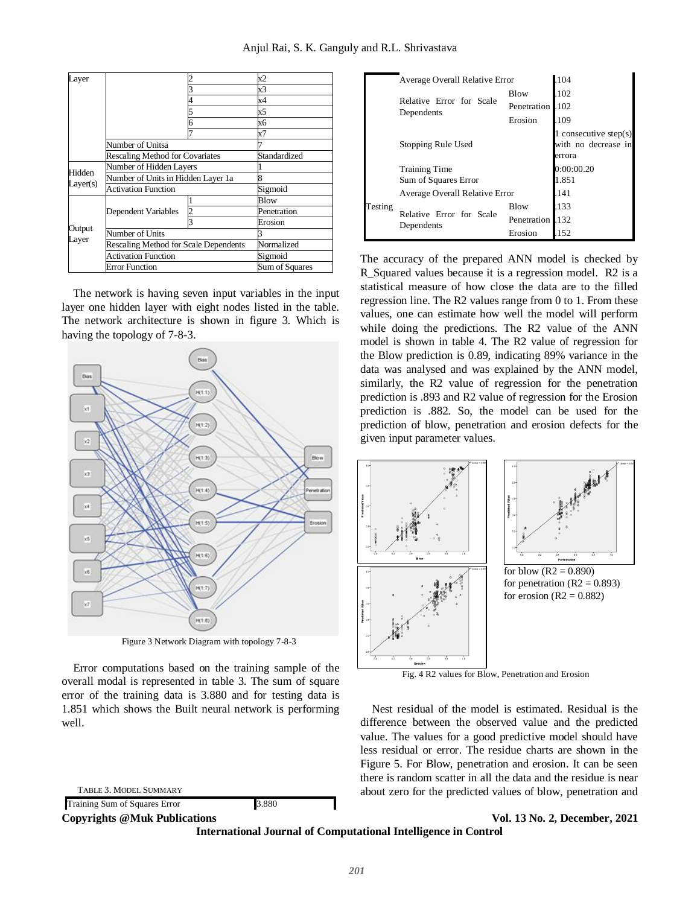| Layer | | | |
| --- | --- | --- | --- |
| | | 2 | x2 |
| | | 3 | x3 |
| | | 4 | x4 |
| | | 5 | x5 |
| | | 6 | x6 |
| | | 7 | x7 |
| | Number of Unitsa | | 7 |
| | Rescaling Method for Covariates | | Standardized |
| Hidden Layer(s) | Number of Hidden Layers | | 1 |
| | Number of Units in Hidden Layer 1a | | 8 |
| | Activation Function | | Sigmoid |
| Output Layer | Dependent Variables | 1 | Blow |
| | | 2 | Penetration |
| | | 3 | Erosion |
| | Number of Units | | 3 |
| | Rescaling Method for Scale Dependents | | Normalized |
| | Activation Function | | Sigmoid |
| | Error Function | | Sum of Squares |

The network is having seven input variables in the input layer one hidden layer with eight nodes listed in the table. The network architecture is shown in figure 3. Which is having the topology of 7-8-3.

Figure 3 Network Diagram with topology 7-8-3

Error computations based on the training sample of the overall modal is represented in table 3. The sum of square error of the training data is 3.880 and for testing data is 1.851 which shows the Built neural network is performing well.

TABLE 3. MODEL SUMMARY

| | | | |
| --- | --- | --- | --- |
| | Training Sum of Squares Error | | 3.880 |
| | Average Overall Relative Error | | .104 |
| | Relative Error for Scale Dependents | Blow | .102 |
| | | Penetration | .102 |
| | | Erosion | .109 |
| | Stopping Rule Used | | 1 consecutive step(s) with no decrease in errora |
| | Training Time | | 0:00:00.20 |
| Testing | Sum of Squares Error | | 1.851 |
| | Average Overall Relative Error | | .141 |
| | Relative Error for Scale Dependents | Blow | .133 |
| | | Penetration | .132 |
| | | Erosion | .152 |

The accuracy of the prepared ANN model is checked by R_Squared values because it is a regression model. R2 is a statistical measure of how close the data are to the filled regression line. The R2 values range from 0 to 1. From these values, one can estimate how well the model will perform while doing the predictions. The R2 value of the ANN model is shown in table 4. The R2 value of regression for the Blow prediction is 0.89, indicating 89% variance in the data was analysed and was explained by the ANN model, similarly, the R2 value of regression for the penetration prediction is .893 and R2 value of regression for the Erosion prediction is .882. So, the model can be used for the prediction of blow, penetration and erosion defects for the given input parameter values.

for blow ($R2 = 0.890$)
for penetration ($R2 = 0.893$)
for erosion ($R2 = 0.882$)

Fig. 4 R2 values for Blow, Penetration and Erosion

Nest residual of the model is estimated. Residual is the difference between the observed value and the predicted value. The values for a good predictive model should have less residual or error. The residue charts are shown in the Figure 5. For Blow, penetration and erosion. It can be seen there is random scatter in all the data and the residue is near about zero for the predicted values of blow, penetration and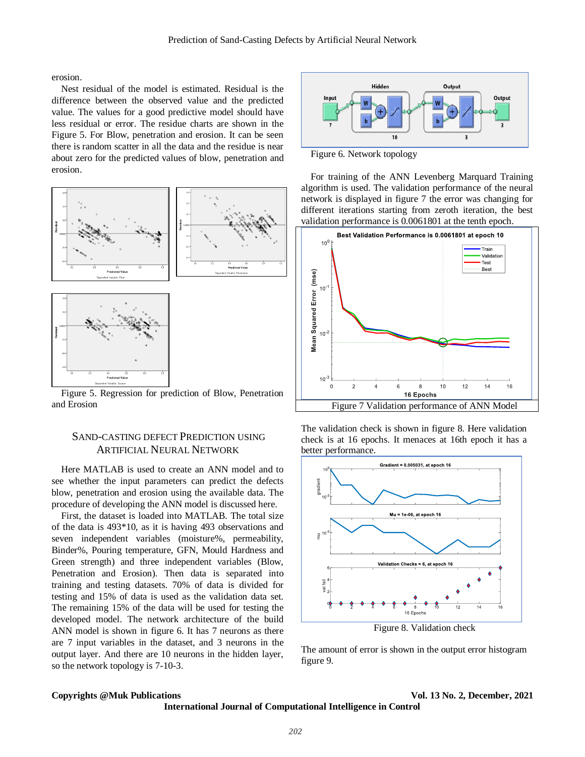erosion.

Nest residual of the model is estimated. Residual is the difference between the observed value and the predicted value. The values for a good predictive model should have less residual or error. The residue charts are shown in the Figure 5. For Blow, penetration and erosion. It can be seen there is random scatter in all the data and the residue is near about zero for the predicted values of blow, penetration and erosion.

Figure 5. Regression for prediction of Blow, Penetration and Erosion

## SAND-CASTING DEFECT PREDICTION USING ARTIFICIAL NEURAL NETWORK

Here MATLAB is used to create an ANN model and to see whether the input parameters can predict the defects blow, penetration and erosion using the available data. The procedure of developing the ANN model is discussed here.

First, the dataset is loaded into MATLAB. The total size of the data is 493*10, as it is having 493 observations and seven independent variables (moisture%, permeability, Binder%, Pouring temperature, GFN, Mould Hardness and Green strength) and three independent variables (Blow, Penetration and Erosion). Then data is separated into training and testing datasets. 70% of data is divided for testing and 15% of data is used as the validation data set. The remaining 15% of the data will be used for testing the developed model. The network architecture of the build ANN model is shown in figure 6. It has 7 neurons as there are 7 input variables in the dataset, and 3 neurons in the output layer. And there are 10 neurons in the hidden layer, so the network topology is 7-10-3.

Figure 6. Network topology

For training of the ANN Levenberg Marquard Training algorithm is used. The validation performance of the neural network is displayed in figure 7 the error was changing for different iterations starting from zeroth iteration, the best validation performance is 0.0061801 at the tenth epoch.

Figure 7 Validation performance of ANN Model

The validation check is shown in figure 8. Here validation check is at 16 epochs. It menaces at 16th epoch it has a better performance.

Figure 8. Validation check

The amount of error is shown in the output error histogram figure 9.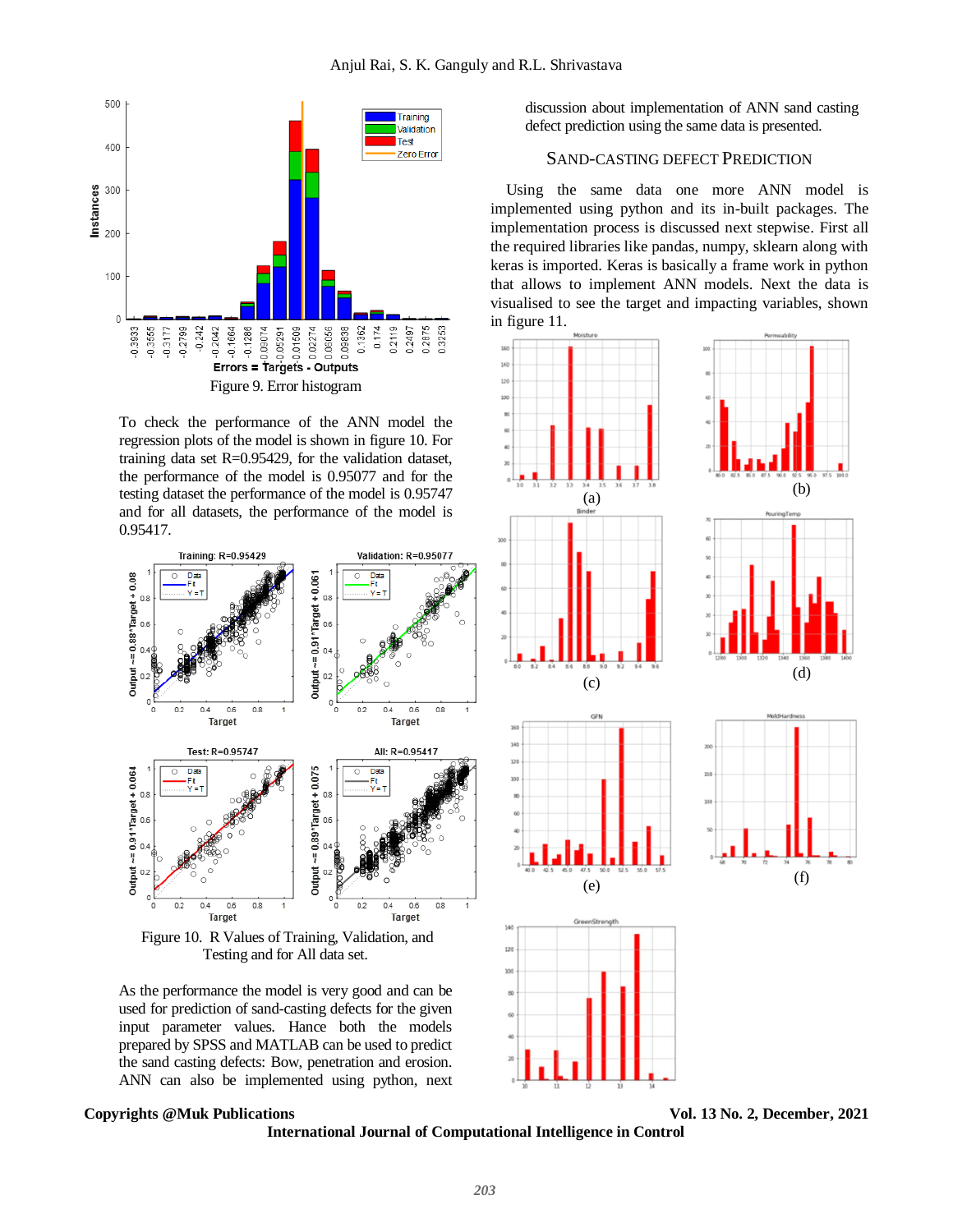Figure 9. Error histogram

To check the performance of the ANN model the regression plots of the model is shown in figure 10. For training data set R=0.95429, for the validation dataset, the performance of the model is 0.95077 and for the testing dataset the performance of the model is 0.95747 and for all datasets, the performance of the model is 0.95417.

Figure 10. R Values of Training, Validation, and Testing and for All data set.

As the performance the model is very good and can be used for prediction of sand-casting defects for the given input parameter values. Hance both the models prepared by SPSS and MATLAB can be used to predict the sand casting defects: Bow, penetration and erosion. ANN can also be implemented using python, next discussion about implementation of ANN sand casting defect prediction using the same data is presented.

## SAND-CASTING DEFECT PREDICTION

Using the same data one more ANN model is implemented using python and its in-built packages. The implementation process is discussed next stepwise. First all the required libraries like pandas, numpy, sklearn along with keras is imported. Keras is basically a frame work in python that allows to implement ANN models. Next the data is visualised to see the target and impacting variables, shown in figure 11.

(a)

(b)

(c)

(d)

(e)

(f)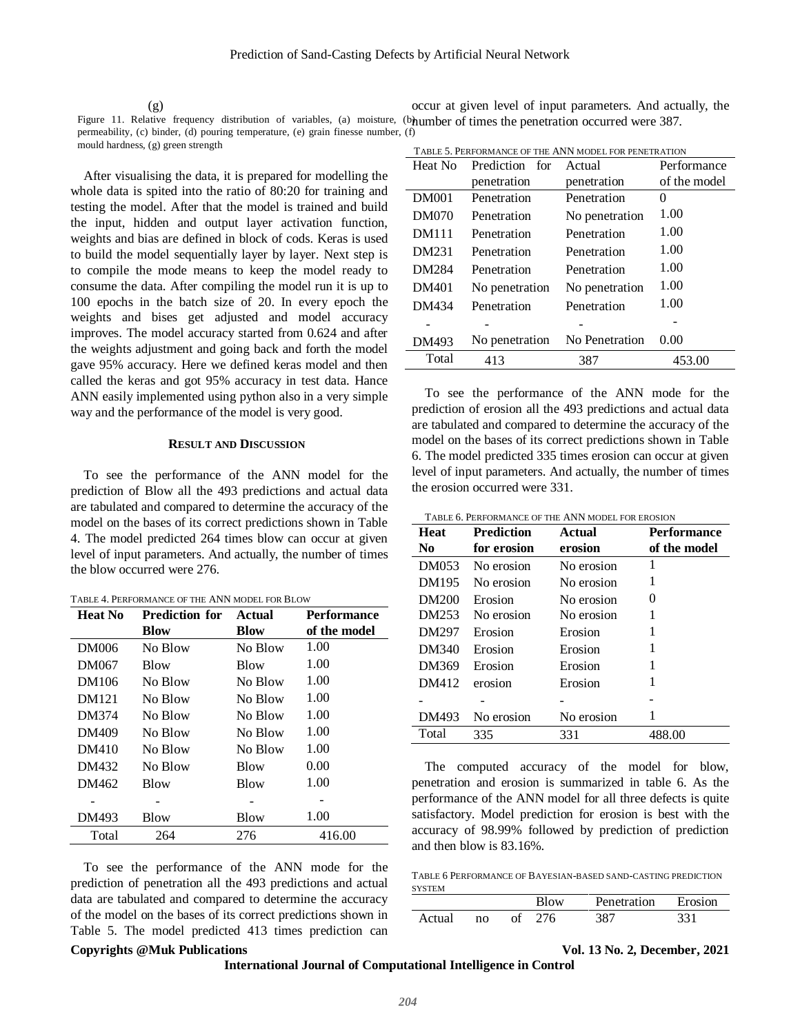(g)

Figure 11. Relative frequency distribution of variables, (a) moisture, (b) permeability, (c) binder, (d) pouring temperature, (e) grain finesse number, (f) mould hardness, (g) green strength

After visualising the data, it is prepared for modelling the whole data is spited into the ratio of 80:20 for training and testing the model. After that the model is trained and build the input, hidden and output layer activation function, weights and bias are defined in block of cods. Keras is used to build the model sequentially layer by layer. Next step is to compile the mode means to keep the model ready to consume the data. After compiling the model run it is up to 100 epochs in the batch size of 20. In every epoch the weights and bises get adjusted and model accuracy improves. The model accuracy started from 0.624 and after the weights adjustment and going back and forth the model gave 95% accuracy. Here we defined keras model and then called the keras and got 95% accuracy in test data. Hance ANN easily implemented using python also in a very simple way and the performance of the model is very good.

## Result and Discussion

To see the performance of the ANN model for the prediction of Blow all the 493 predictions and actual data are tabulated and compared to determine the accuracy of the model on the bases of its correct predictions shown in Table 4. The model predicted 264 times blow can occur at given level of input parameters. And actually, the number of times the blow occurred were 276.

Table 4. Performance of the ANN model for Blow

| Heat No | Prediction for Blow | Actual Blow | Performance of the model |
|---|---|---|---|
| DM006 | No Blow | No Blow | 1.00 |
| DM067 | Blow | Blow | 1.00 |
| DM106 | No Blow | No Blow | 1.00 |
| DM121 | No Blow | No Blow | 1.00 |
| DM374 | No Blow | No Blow | 1.00 |
| DM409 | No Blow | No Blow | 1.00 |
| DM410 | No Blow | No Blow | 1.00 |
| DM432 | No Blow | Blow | 0.00 |
| DM462 | Blow | Blow | 1.00 |
| - | - | - | - |
| DM493 | Blow | Blow | 1.00 |
| Total | 264 | 276 | 416.00 |

To see the performance of the ANN mode for the prediction of penetration all the 493 predictions and actual data are tabulated and compared to determine the accuracy of the model on the bases of its correct predictions shown in Table 5. The model predicted 413 times prediction can occur at given level of input parameters. And actually, the number of times the penetration occurred were 387.

Table 5. Performance of the ANN model for penetration

| Heat No | Prediction for penetration | Actual penetration | Performance of the model |
|---|---|---|---|
| DM001 | Penetration | Penetration | 0 |
| DM070 | Penetration | No penetration | 1.00 |
| DM111 | Penetration | Penetration | 1.00 |
| DM231 | Penetration | Penetration | 1.00 |
| DM284 | Penetration | Penetration | 1.00 |
| DM401 | No penetration | No penetration | 1.00 |
| DM434 | Penetration | Penetration | 1.00 |
| - | - | - | - |
| DM493 | No penetration | No Penetration | 0.00 |
| Total | 413 | 387 | 453.00 |

To see the performance of the ANN mode for the prediction of erosion all the 493 predictions and actual data are tabulated and compared to determine the accuracy of the model on the bases of its correct predictions shown in Table 6. The model predicted 335 times erosion can occur at given level of input parameters. And actually, the number of times the erosion occurred were 331.

Table 6. Performance of the ANN model for erosion

| Heat No | Prediction for erosion | Actual erosion | Performance of the model |
|---|---|---|---|
| DM053 | No erosion | No erosion | 1 |
| DM195 | No erosion | No erosion | 1 |
| DM200 | Erosion | No erosion | 0 |
| DM253 | No erosion | No erosion | 1 |
| DM297 | Erosion | Erosion | 1 |
| DM340 | Erosion | Erosion | 1 |
| DM369 | Erosion | Erosion | 1 |
| DM412 | erosion | Erosion | 1 |
| - | - | - | - |
| DM493 | No erosion | No erosion | 1 |
| Total | 335 | 331 | 488.00 |

The computed accuracy of the model for blow, penetration and erosion is summarized in table 6. As the performance of the ANN model for all three defects is quite satisfactory. Model prediction for erosion is best with the accuracy of 98.99% followed by prediction of prediction and then blow is 83.16%.

Table 6 Performance of Bayesian-based sand-casting prediction system

| | Blow | Penetration | Erosion |
|---|---|---|---|
| Actual no of | 276 | 387 | 331 |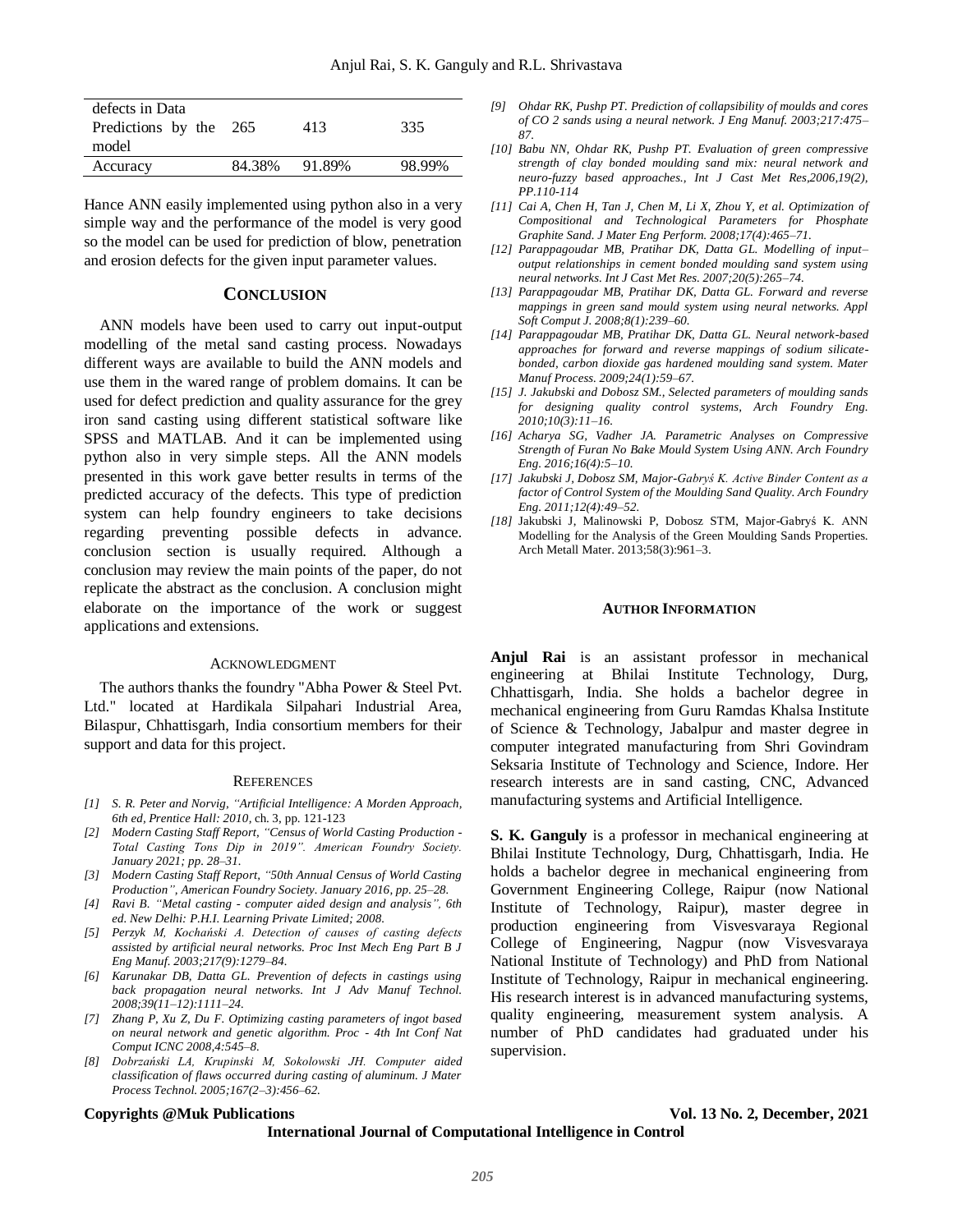| | | | |
|---|---|---|---|
| defects in Data | | | |
| Predictions by the model | 265 | 413 | 335 |
| Accuracy | 84.38% | 91.89% | 98.99% |

Hance ANN easily implemented using python also in a very simple way and the performance of the model is very good so the model can be used for prediction of blow, penetration and erosion defects for the given input parameter values.

## CONCLUSION

ANN models have been used to carry out input-output modelling of the metal sand casting process. Nowadays different ways are available to build the ANN models and use them in the wared range of problem domains. It can be used for defect prediction and quality assurance for the grey iron sand casting using different statistical software like SPSS and MATLAB. And it can be implemented using python also in very simple steps. All the ANN models presented in this work gave better results in terms of the predicted accuracy of the defects. This type of prediction system can help foundry engineers to take decisions regarding preventing possible defects in advance. conclusion section is usually required. Although a conclusion may review the main points of the paper, do not replicate the abstract as the conclusion. A conclusion might elaborate on the importance of the work or suggest applications and extensions.

## ACKNOWLEDGMENT

The authors thanks the foundry "Abha Power & Steel Pvt. Ltd." located at Hardikala Silpahari Industrial Area, Bilaspur, Chhattisgarh, India consortium members for their support and data for this project.

## REFERENCES

*[1] S. R. Peter and Norvig, "Artificial Intelligence: A Morden Approach, 6th ed, Prentice Hall: 2010,* ch. 3, pp. 121-123

*[2] Modern Casting Staff Report, "Census of World Casting Production - Total Casting Tons Dip in 2019". American Foundry Society. January 2021; pp. 28–31.*

*[3] Modern Casting Staff Report, "50th Annual Census of World Casting Production", American Foundry Society. January 2016, pp. 25–28.*

*[4] Ravi B. "Metal casting - computer aided design and analysis", 6th ed. New Delhi: P.H.I. Learning Private Limited; 2008.*

*[5] Perzyk M, Kochański A. Detection of causes of casting defects assisted by artificial neural networks. Proc Inst Mech Eng Part B J Eng Manuf. 2003;217(9):1279–84.*

*[6] Karunakar DB, Datta GL. Prevention of defects in castings using back propagation neural networks. Int J Adv Manuf Technol. 2008;39(11–12):1111–24.*

*[7] Zhang P, Xu Z, Du F. Optimizing casting parameters of ingot based on neural network and genetic algorithm. Proc - 4th Int Conf Nat Comput ICNC 2008,4:545–8.*

*[8] Dobrzański LA, Krupinski M, Sokolowski JH. Computer aided classification of flaws occurred during casting of aluminum. J Mater Process Technol. 2005;167(2–3):456–62.*

*[9] Ohdar RK, Pushp PT. Prediction of collapsibility of moulds and cores of CO 2 sands using a neural network. J Eng Manuf. 2003;217:475–87.*

*[10] Babu NN, Ohdar RK, Pushp PT. Evaluation of green compressive strength of clay bonded moulding sand mix: neural network and neuro-fuzzy based approaches., Int J Cast Met Res,2006,19(2), PP.110-114*

*[11] Cai A, Chen H, Tan J, Chen M, Li X, Zhou Y, et al. Optimization of Compositional and Technological Parameters for Phosphate Graphite Sand. J Mater Eng Perform. 2008;17(4):465–71.*

*[12] Parappagoudar MB, Pratihar DK, Datta GL. Modelling of input–output relationships in cement bonded moulding sand system using neural networks. Int J Cast Met Res. 2007;20(5):265–74.*

*[13] Parappagoudar MB, Pratihar DK, Datta GL. Forward and reverse mappings in green sand mould system using neural networks. Appl Soft Comput J. 2008;8(1):239–60.*

*[14] Parappagoudar MB, Pratihar DK, Datta GL. Neural network-based approaches for forward and reverse mappings of sodium silicate-bonded, carbon dioxide gas hardened moulding sand system. Mater Manuf Process. 2009;24(1):59–67.*

*[15] J. Jakubski and Dobosz SM., Selected parameters of moulding sands for designing quality control systems, Arch Foundry Eng. 2010;10(3):11–16.*

*[16] Acharya SG, Vadher JA. Parametric Analyses on Compressive Strength of Furan No Bake Mould System Using ANN. Arch Foundry Eng. 2016;16(4):5–10.*

*[17] Jakubski J, Dobosz SM, Major-Gabryś K. Active Binder Content as a factor of Control System of the Moulding Sand Quality. Arch Foundry Eng. 2011;12(4):49–52.*

*[18]* Jakubski J, Malinowski P, Dobosz STM, Major-Gabryś K. ANN Modelling for the Analysis of the Green Moulding Sands Properties. Arch Metall Mater. 2013;58(3):961–3.

## AUTHOR INFORMATION

**Anjul Rai** is an assistant professor in mechanical engineering at Bhilai Institute Technology, Durg, Chhattisgarh, India. She holds a bachelor degree in mechanical engineering from Guru Ramdas Khalsa Institute of Science & Technology, Jabalpur and master degree in computer integrated manufacturing from Shri Govindram Seksaria Institute of Technology and Science, Indore. Her research interests are in sand casting, CNC, Advanced manufacturing systems and Artificial Intelligence.

**S. K. Ganguly** is a professor in mechanical engineering at Bhilai Institute Technology, Durg, Chhattisgarh, India. He holds a bachelor degree in mechanical engineering from Government Engineering College, Raipur (now National Institute of Technology, Raipur), master degree in production engineering from Visvesvaraya Regional College of Engineering, Nagpur (now Visvesvaraya National Institute of Technology) and PhD from National Institute of Technology, Raipur in mechanical engineering. His research interest is in advanced manufacturing systems, quality engineering, measurement system analysis. A number of PhD candidates had graduated under his supervision.